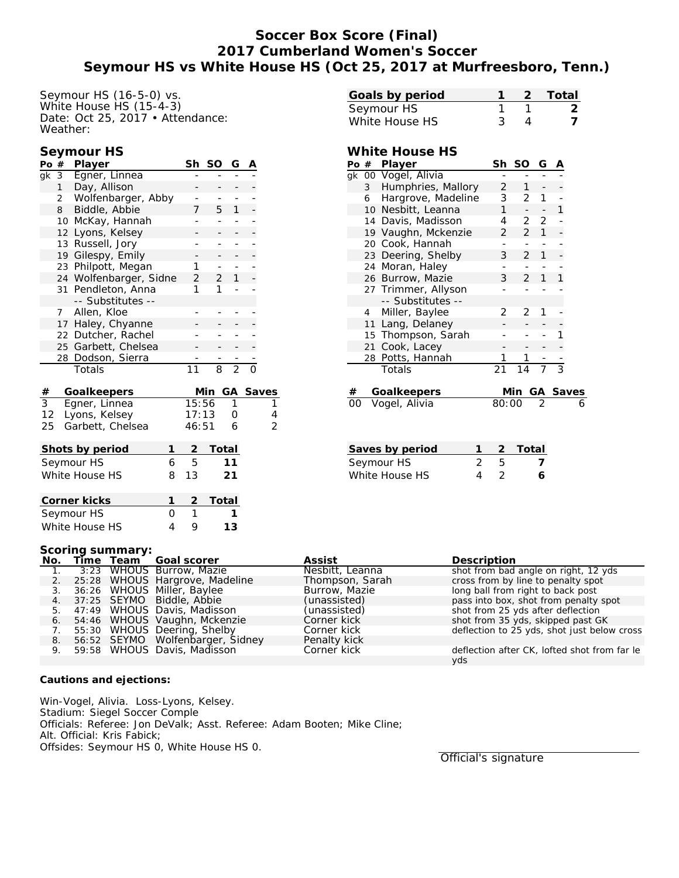# Soccer Box Score (Final)
## 2017 Cumberland Women's Soccer
## Seymour HS vs White House HS (Oct 25, 2017 at Murfreesboro, Tenn.)

Seymour HS (16-5-0) vs.
White House HS (15-4-3)
Date: Oct 25, 2017 • Attendance:
Weather:

| Goals by period | 1 | 2 | Total |
|---|---|---|---|
| Seymour HS | 1 | 1 | 2 |
| White House HS | 3 | 4 | 7 |

### Seymour HS

| Po | # | Player | Sh | SO | G | A |
|---|---|---|---|---|---|---|
| gk | 3 | Egner, Linnea | - | - | - | - |
| | 1 | Day, Allison | - | - | - | - |
| | 2 | Wolfenbarger, Abby | - | - | - | - |
| | 8 | Biddle, Abbie | 7 | 5 | 1 | - |
| | 10 | McKay, Hannah | - | - | - | - |
| | 12 | Lyons, Kelsey | - | - | - | - |
| | 13 | Russell, Jory | - | - | - | - |
| | 19 | Gilespy, Emily | - | - | - | - |
| | 23 | Philpott, Megan | 1 | - | - | - |
| | 24 | Wolfenbarger, Sidne | 2 | 2 | 1 | - |
| | 31 | Pendleton, Anna | 1 | 1 | - | - |
| | | -- Substitutes -- | | | | |
| | 7 | Allen, Kloe | - | - | - | - |
| | 17 | Haley, Chyanne | - | - | - | - |
| | 22 | Dutcher, Rachel | - | - | - | - |
| | 25 | Garbett, Chelsea | - | - | - | - |
| | 28 | Dodson, Sierra | - | - | - | - |
| | | Totals | 11 | 8 | 2 | 0 |

| # | Goalkeepers | Min | GA | Saves |
|---|---|---|---|---|
| 3 | Egner, Linnea | 15:56 | 1 | 1 |
| 12 | Lyons, Kelsey | 17:13 | 0 | 4 |
| 25 | Garbett, Chelsea | 46:51 | 6 | 2 |

### White House HS

| Po | # | Player | Sh | SO | G | A |
|---|---|---|---|---|---|---|
| gk | 00 | Vogel, Alivia | - | - | - | - |
| | 3 | Humphries, Mallory | 2 | 1 | - | - |
| | 6 | Hargrove, Madeline | 3 | 2 | 1 | - |
| | 10 | Nesbitt, Leanna | 1 | - | - | 1 |
| | 14 | Davis, Madisson | 4 | 2 | 2 | - |
| | 19 | Vaughn, Mckenzie | 2 | 2 | 1 | - |
| | 20 | Cook, Hannah | - | - | - | - |
| | 23 | Deering, Shelby | 3 | 2 | 1 | - |
| | 24 | Moran, Haley | - | - | - | - |
| | 26 | Burrow, Mazie | 3 | 2 | 1 | 1 |
| | 27 | Trimmer, Allyson | - | - | - | - |
| | | -- Substitutes -- | | | | |
| | 4 | Miller, Baylee | 2 | 2 | 1 | - |
| | 11 | Lang, Delaney | - | - | - | - |
| | 15 | Thompson, Sarah | - | - | - | 1 |
| | 21 | Cook, Lacey | - | - | - | - |
| | 28 | Potts, Hannah | 1 | 1 | - | - |
| | | Totals | 21 | 14 | 7 | 3 |

| # | Goalkeepers | Min | GA | Saves |
|---|---|---|---|---|
| 00 | Vogel, Alivia | 80:00 | 2 | 6 |

| Shots by period | 1 | 2 | Total |
|---|---|---|---|
| Seymour HS | 6 | 5 | 11 |
| White House HS | 8 | 13 | 21 |

| Saves by period | 1 | 2 | Total |
|---|---|---|---|
| Seymour HS | 2 | 5 | 7 |
| White House HS | 4 | 2 | 6 |

| Corner kicks | 1 | 2 | Total |
|---|---|---|---|
| Seymour HS | 0 | 1 | 1 |
| White House HS | 4 | 9 | 13 |

### Scoring summary:

| No. | Time | Team | Goal scorer | Assist | Description |
|---|---|---|---|---|---|
| 1. | 3:23 | WHOUS | Burrow, Mazie | Nesbitt, Leanna | shot from bad angle on right, 12 yds |
| 2. | 25:28 | WHOUS | Hargrove, Madeline | Thompson, Sarah | cross from by line to penalty spot |
| 3. | 36:26 | WHOUS | Miller, Baylee | Burrow, Mazie | long ball from right to back post |
| 4. | 37:25 | SEYMO | Biddle, Abbie | (unassisted) | pass into box, shot from penalty spot |
| 5. | 47:49 | WHOUS | Davis, Madisson | (unassisted) | shot from 25 yds after deflection |
| 6. | 54:46 | WHOUS | Vaughn, Mckenzie | Corner kick | shot from 35 yds, skipped past GK |
| 7. | 55:30 | WHOUS | Deering, Shelby | Corner kick | deflection to 25 yds, shot just below cross |
| 8. | 56:52 | SEYMO | Wolfenbarger, Sidney | Penalty kick | |
| 9. | 59:58 | WHOUS | Davis, Madisson | Corner kick | deflection after CK, lofted shot from far le yds |

**Cautions and ejections:**

Win-Vogel, Alivia. Loss-Lyons, Kelsey.
Stadium: Siegel Soccer Comple
Officials: Referee: Jon DeValk; Asst. Referee: Adam Booten; Mike Cline;
Alt. Official: Kris Fabick;
Offsides: Seymour HS 0, White House HS 0.

Official's signature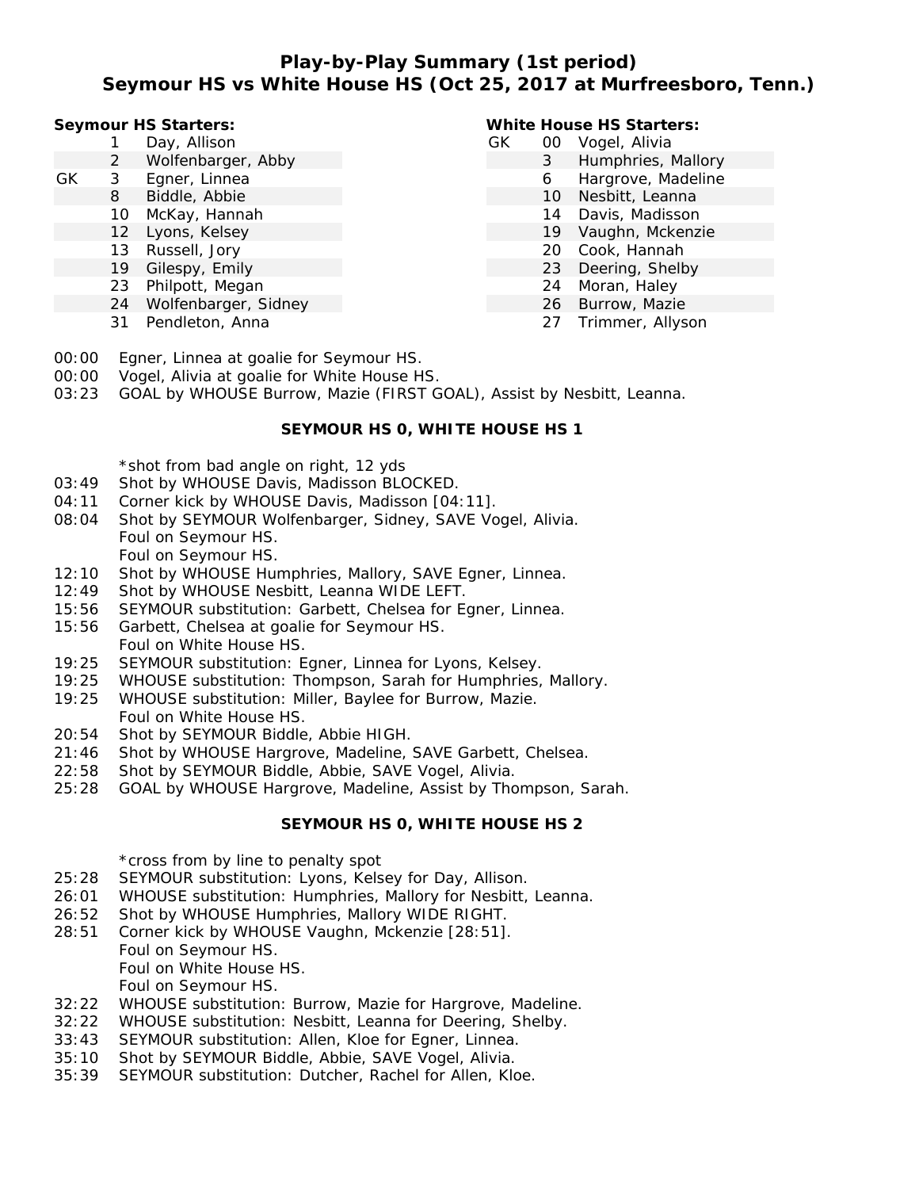# Play-by-Play Summary (1st period)
# Seymour HS vs White House HS (Oct 25, 2017 at Murfreesboro, Tenn.)

**Seymour HS Starters:**

| | | |
|---|---|---|
| | 1 | Day, Allison |
| | 2 | Wolfenbarger, Abby |
| GK | 3 | Egner, Linnea |
| | 8 | Biddle, Abbie |
| | 10 | McKay, Hannah |
| | 12 | Lyons, Kelsey |
| | 13 | Russell, Jory |
| | 19 | Gilespy, Emily |
| | 23 | Philpott, Megan |
| | 24 | Wolfenbarger, Sidney |
| | 31 | Pendleton, Anna |

**White House HS Starters:**

| | | |
|---|---|---|
| GK | 00 | Vogel, Alivia |
| | 3 | Humphries, Mallory |
| | 6 | Hargrove, Madeline |
| | 10 | Nesbitt, Leanna |
| | 14 | Davis, Madisson |
| | 19 | Vaughn, Mckenzie |
| | 20 | Cook, Hannah |
| | 23 | Deering, Shelby |
| | 24 | Moran, Haley |
| | 26 | Burrow, Mazie |
| | 27 | Trimmer, Allyson |

00:00 Egner, Linnea at goalie for Seymour HS.
00:00 Vogel, Alivia at goalie for White House HS.
03:23 GOAL by WHOUSE Burrow, Mazie (FIRST GOAL), Assist by Nesbitt, Leanna.

**SEYMOUR HS 0, WHITE HOUSE HS 1**

*shot from bad angle on right, 12 yds
03:49 Shot by WHOUSE Davis, Madisson BLOCKED.
04:11 Corner kick by WHOUSE Davis, Madisson [04:11].
08:04 Shot by SEYMOUR Wolfenbarger, Sidney, SAVE Vogel, Alivia.
Foul on Seymour HS.
Foul on Seymour HS.
12:10 Shot by WHOUSE Humphries, Mallory, SAVE Egner, Linnea.
12:49 Shot by WHOUSE Nesbitt, Leanna WIDE LEFT.
15:56 SEYMOUR substitution: Garbett, Chelsea for Egner, Linnea.
15:56 Garbett, Chelsea at goalie for Seymour HS.
Foul on White House HS.
19:25 SEYMOUR substitution: Egner, Linnea for Lyons, Kelsey.
19:25 WHOUSE substitution: Thompson, Sarah for Humphries, Mallory.
19:25 WHOUSE substitution: Miller, Baylee for Burrow, Mazie.
Foul on White House HS.
20:54 Shot by SEYMOUR Biddle, Abbie HIGH.
21:46 Shot by WHOUSE Hargrove, Madeline, SAVE Garbett, Chelsea.
22:58 Shot by SEYMOUR Biddle, Abbie, SAVE Vogel, Alivia.
25:28 GOAL by WHOUSE Hargrove, Madeline, Assist by Thompson, Sarah.

**SEYMOUR HS 0, WHITE HOUSE HS 2**

*cross from by line to penalty spot
25:28 SEYMOUR substitution: Lyons, Kelsey for Day, Allison.
26:01 WHOUSE substitution: Humphries, Mallory for Nesbitt, Leanna.
26:52 Shot by WHOUSE Humphries, Mallory WIDE RIGHT.
28:51 Corner kick by WHOUSE Vaughn, Mckenzie [28:51].
Foul on Seymour HS.
Foul on White House HS.
Foul on Seymour HS.
32:22 WHOUSE substitution: Burrow, Mazie for Hargrove, Madeline.
32:22 WHOUSE substitution: Nesbitt, Leanna for Deering, Shelby.
33:43 SEYMOUR substitution: Allen, Kloe for Egner, Linnea.
35:10 Shot by SEYMOUR Biddle, Abbie, SAVE Vogel, Alivia.
35:39 SEYMOUR substitution: Dutcher, Rachel for Allen, Kloe.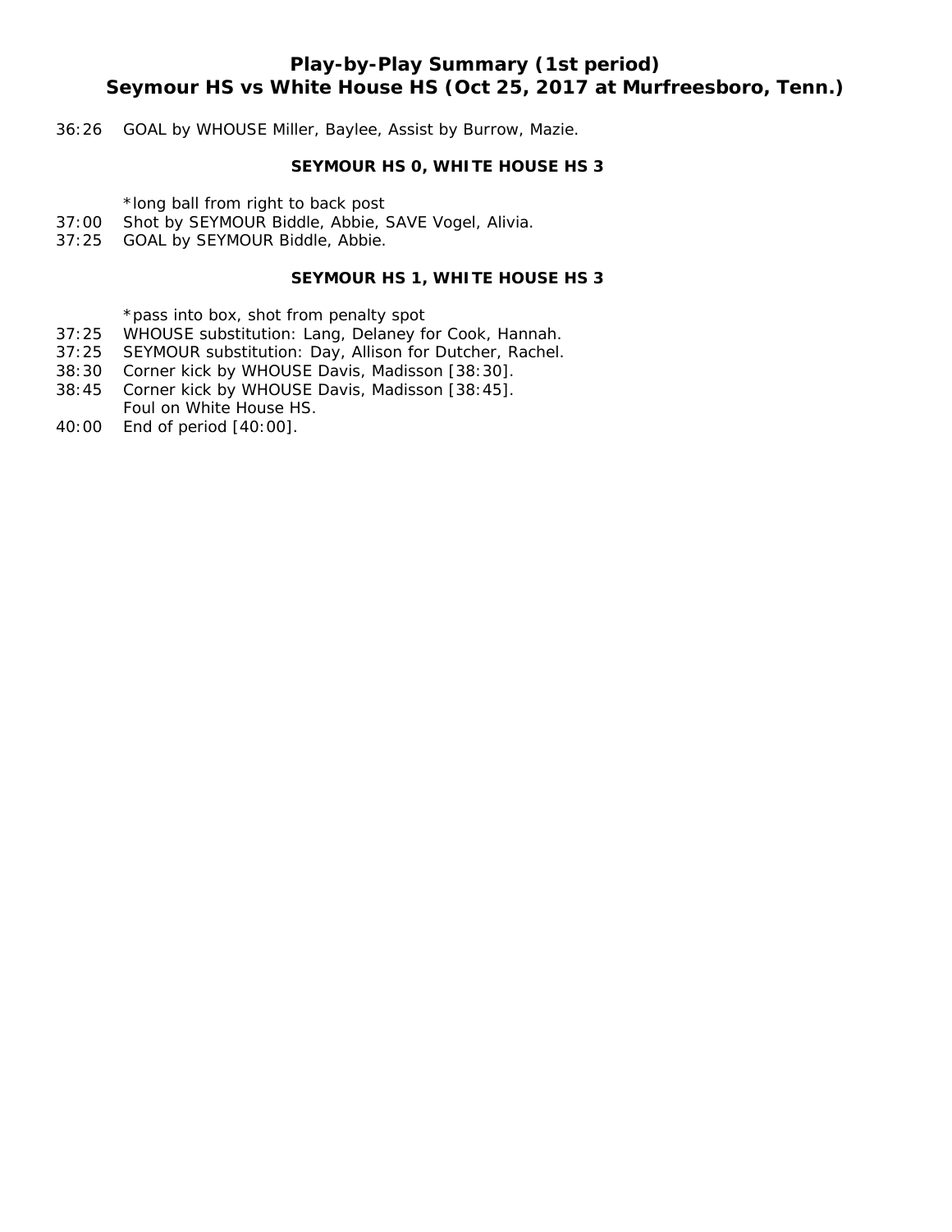## Play-by-Play Summary (1st period)
## Seymour HS vs White House HS (Oct 25, 2017 at Murfreesboro, Tenn.)

36:26 GOAL by WHOUSE Miller, Baylee, Assist by Burrow, Mazie.

**SEYMOUR HS 0, WHITE HOUSE HS 3**

*long ball from right to back post

37:00 Shot by SEYMOUR Biddle, Abbie, SAVE Vogel, Alivia.

37:25 GOAL by SEYMOUR Biddle, Abbie.

**SEYMOUR HS 1, WHITE HOUSE HS 3**

*pass into box, shot from penalty spot

37:25 WHOUSE substitution: Lang, Delaney for Cook, Hannah.

37:25 SEYMOUR substitution: Day, Allison for Dutcher, Rachel.

38:30 Corner kick by WHOUSE Davis, Madisson [38:30].

38:45 Corner kick by WHOUSE Davis, Madisson [38:45].
Foul on White House HS.

40:00 End of period [40:00].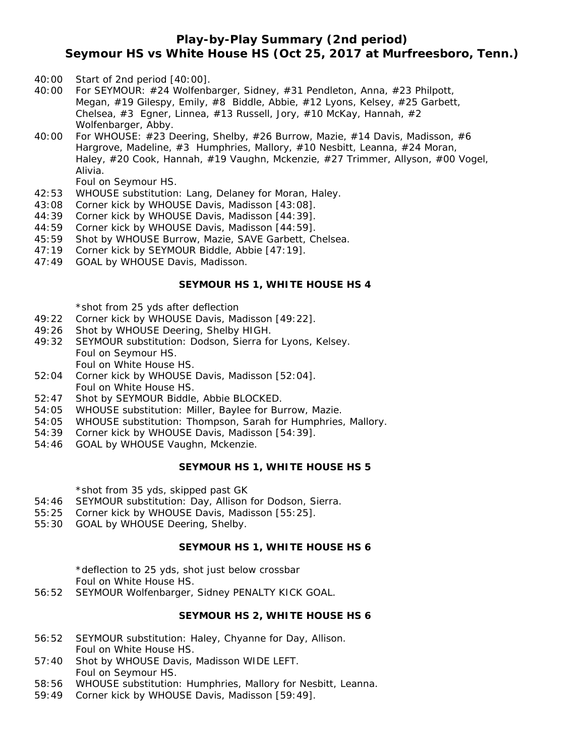# Play-by-Play Summary (2nd period)
## Seymour HS vs White House HS (Oct 25, 2017 at Murfreesboro, Tenn.)

- 40:00 Start of 2nd period [40:00].
- 40:00 For SEYMOUR: #24 Wolfenbarger, Sidney, #31 Pendleton, Anna, #23 Philpott, Megan, #19 Gilespy, Emily, #8 Biddle, Abbie, #12 Lyons, Kelsey, #25 Garbett, Chelsea, #3 Egner, Linnea, #13 Russell, Jory, #10 McKay, Hannah, #2 Wolfenbarger, Abby.
- 40:00 For WHOUSE: #23 Deering, Shelby, #26 Burrow, Mazie, #14 Davis, Madisson, #6 Hargrove, Madeline, #3 Humphries, Mallory, #10 Nesbitt, Leanna, #24 Moran, Haley, #20 Cook, Hannah, #19 Vaughn, Mckenzie, #27 Trimmer, Allyson, #00 Vogel, Alivia.
  Foul on Seymour HS.
- 42:53 WHOUSE substitution: Lang, Delaney for Moran, Haley.
- 43:08 Corner kick by WHOUSE Davis, Madisson [43:08].
- 44:39 Corner kick by WHOUSE Davis, Madisson [44:39].
- 44:59 Corner kick by WHOUSE Davis, Madisson [44:59].
- 45:59 Shot by WHOUSE Burrow, Mazie, SAVE Garbett, Chelsea.
- 47:19 Corner kick by SEYMOUR Biddle, Abbie [47:19].
- 47:49 GOAL by WHOUSE Davis, Madisson.

**SEYMOUR HS 1, WHITE HOUSE HS 4**

  *shot from 25 yds after deflection
- 49:22 Corner kick by WHOUSE Davis, Madisson [49:22].
- 49:26 Shot by WHOUSE Deering, Shelby HIGH.
- 49:32 SEYMOUR substitution: Dodson, Sierra for Lyons, Kelsey.
  Foul on Seymour HS.
  Foul on White House HS.
- 52:04 Corner kick by WHOUSE Davis, Madisson [52:04].
  Foul on White House HS.
- 52:47 Shot by SEYMOUR Biddle, Abbie BLOCKED.
- 54:05 WHOUSE substitution: Miller, Baylee for Burrow, Mazie.
- 54:05 WHOUSE substitution: Thompson, Sarah for Humphries, Mallory.
- 54:39 Corner kick by WHOUSE Davis, Madisson [54:39].
- 54:46 GOAL by WHOUSE Vaughn, Mckenzie.

**SEYMOUR HS 1, WHITE HOUSE HS 5**

  *shot from 35 yds, skipped past GK
- 54:46 SEYMOUR substitution: Day, Allison for Dodson, Sierra.
- 55:25 Corner kick by WHOUSE Davis, Madisson [55:25].
- 55:30 GOAL by WHOUSE Deering, Shelby.

**SEYMOUR HS 1, WHITE HOUSE HS 6**

  *deflection to 25 yds, shot just below crossbar
  Foul on White House HS.
- 56:52 SEYMOUR Wolfenbarger, Sidney PENALTY KICK GOAL.

**SEYMOUR HS 2, WHITE HOUSE HS 6**

- 56:52 SEYMOUR substitution: Haley, Chyanne for Day, Allison.
  Foul on White House HS.
- 57:40 Shot by WHOUSE Davis, Madisson WIDE LEFT.
  Foul on Seymour HS.
- 58:56 WHOUSE substitution: Humphries, Mallory for Nesbitt, Leanna.
- 59:49 Corner kick by WHOUSE Davis, Madisson [59:49].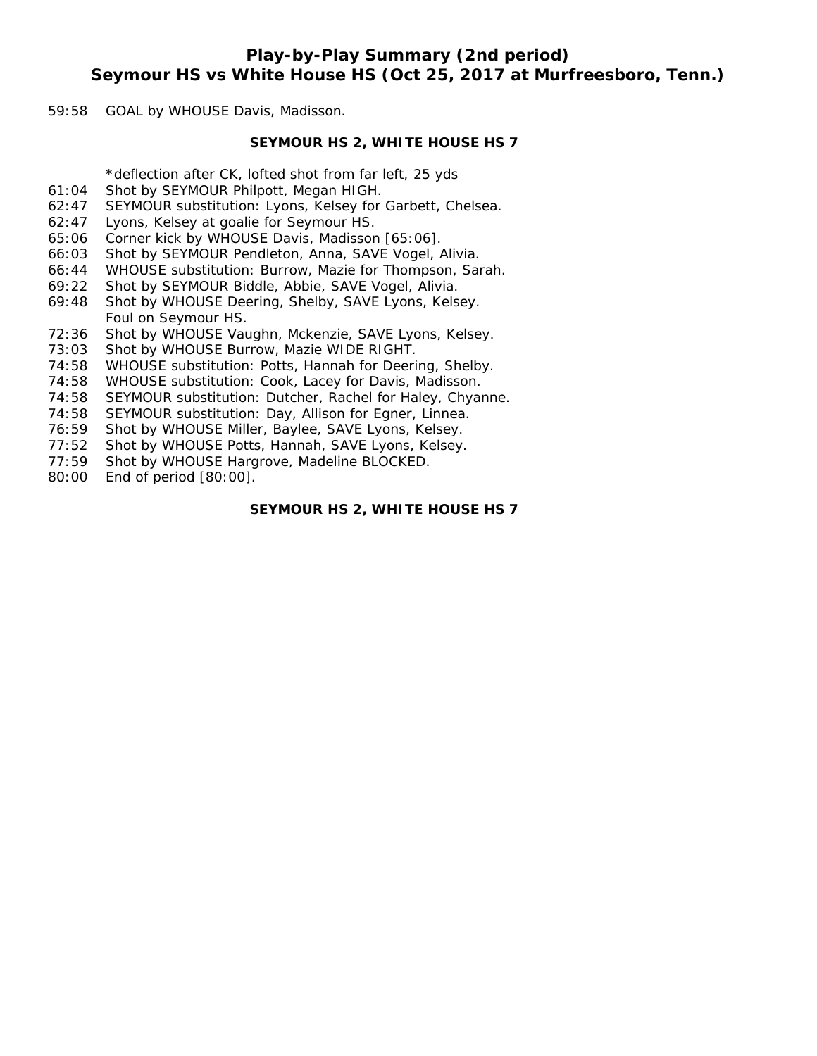## Play-by-Play Summary (2nd period)
## Seymour HS vs White House HS (Oct 25, 2017 at Murfreesboro, Tenn.)

59:58 GOAL by WHOUSE Davis, Madisson.

**SEYMOUR HS 2, WHITE HOUSE HS 7**

*deflection after CK, lofted shot from far left, 25 yds

61:04 Shot by SEYMOUR Philpott, Megan HIGH.
62:47 SEYMOUR substitution: Lyons, Kelsey for Garbett, Chelsea.
62:47 Lyons, Kelsey at goalie for Seymour HS.
65:06 Corner kick by WHOUSE Davis, Madisson [65:06].
66:03 Shot by SEYMOUR Pendleton, Anna, SAVE Vogel, Alivia.
66:44 WHOUSE substitution: Burrow, Mazie for Thompson, Sarah.
69:22 Shot by SEYMOUR Biddle, Abbie, SAVE Vogel, Alivia.
69:48 Shot by WHOUSE Deering, Shelby, SAVE Lyons, Kelsey.
Foul on Seymour HS.
72:36 Shot by WHOUSE Vaughn, Mckenzie, SAVE Lyons, Kelsey.
73:03 Shot by WHOUSE Burrow, Mazie WIDE RIGHT.
74:58 WHOUSE substitution: Potts, Hannah for Deering, Shelby.
74:58 WHOUSE substitution: Cook, Lacey for Davis, Madisson.
74:58 SEYMOUR substitution: Dutcher, Rachel for Haley, Chyanne.
74:58 SEYMOUR substitution: Day, Allison for Egner, Linnea.
76:59 Shot by WHOUSE Miller, Baylee, SAVE Lyons, Kelsey.
77:52 Shot by WHOUSE Potts, Hannah, SAVE Lyons, Kelsey.
77:59 Shot by WHOUSE Hargrove, Madeline BLOCKED.
80:00 End of period [80:00].

**SEYMOUR HS 2, WHITE HOUSE HS 7**